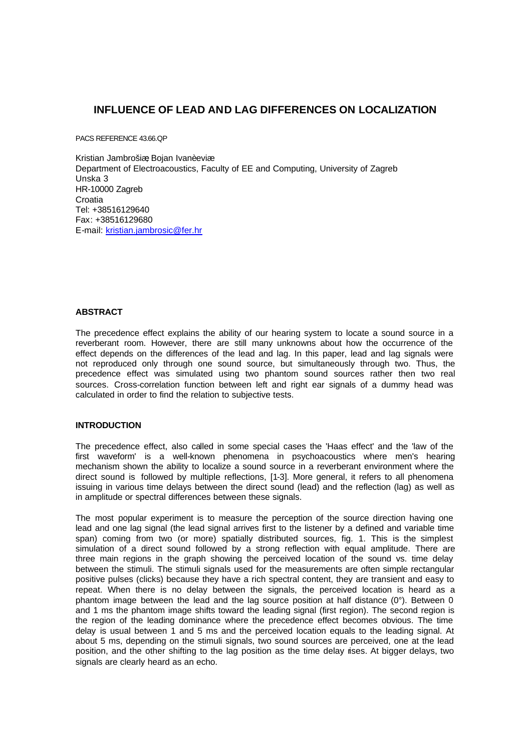# INFLUENCE OF LEAD AND LAG DIFFERENCES ON LOCALIZATION

PACS REFERENCE 43.66.QP

Kristian Jambrošiæ; Bojan Ivanèeviæ
Department of Electroacoustics, Faculty of EE and Computing, University of Zagreb
Unska 3
HR-10000 Zagreb
Croatia
Tel: +38516129640
Fax: +38516129680
E-mail: kristian.jambrosic@fer.hr

### ABSTRACT

The precedence effect explains the ability of our hearing system to locate a sound source in a reverberant room. However, there are still many unknowns about how the occurrence of the effect depends on the differences of the lead and lag. In this paper, lead and lag signals were not reproduced only through one sound source, but simultaneously through two. Thus, the precedence effect was simulated using two phantom sound sources rather then two real sources. Cross-correlation function between left and right ear signals of a dummy head was calculated in order to find the relation to subjective tests.

### INTRODUCTION

The precedence effect, also called in some special cases the 'Haas effect' and the 'law of the first waveform' is a well-known phenomena in psychoacoustics where men's hearing mechanism shown the ability to localize a sound source in a reverberant environment where the direct sound is followed by multiple reflections, [1-3]. More general, it refers to all phenomena issuing in various time delays between the direct sound (lead) and the reflection (lag) as well as in amplitude or spectral differences between these signals.

The most popular experiment is to measure the perception of the source direction having one lead and one lag signal (the lead signal arrives first to the listener by a defined and variable time span) coming from two (or more) spatially distributed sources, fig. 1. This is the simplest simulation of a direct sound followed by a strong reflection with equal amplitude. There are three main regions in the graph showing the perceived location of the sound vs. time delay between the stimuli. The stimuli signals used for the measurements are often simple rectangular positive pulses (clicks) because they have a rich spectral content, they are transient and easy to repeat. When there is no delay between the signals, the perceived location is heard as a phantom image between the lead and the lag source position at half distance (0°). Between 0 and 1 ms the phantom image shifts toward the leading signal (first region). The second region is the region of the leading dominance where the precedence effect becomes obvious. The time delay is usual between 1 and 5 ms and the perceived location equals to the leading signal. At about 5 ms, depending on the stimuli signals, two sound sources are perceived, one at the lead position, and the other shifting to the lag position as the time delay rises. At bigger delays, two signals are clearly heard as an echo.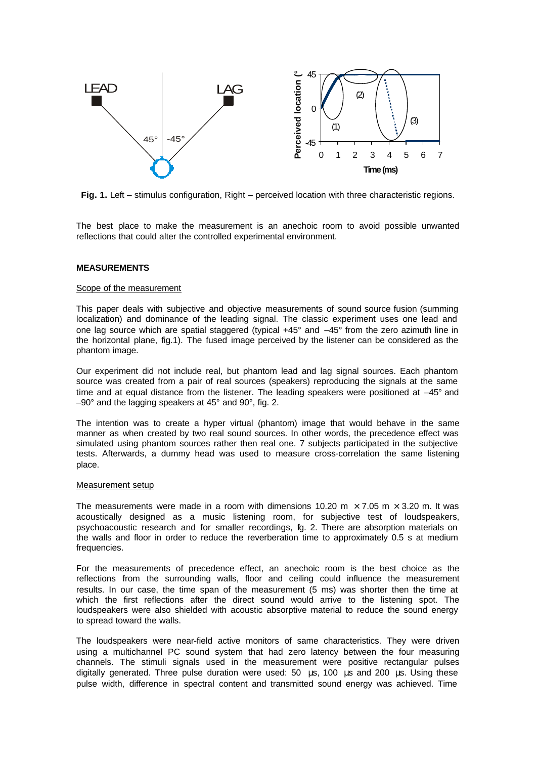**Fig. 1.** Left – stimulus configuration, Right – perceived location with three characteristic regions.

The best place to make the measurement is an anechoic room to avoid possible unwanted reflections that could alter the controlled experimental environment.

## MEASUREMENTS

### Scope of the measurement

This paper deals with subjective and objective measurements of sound source fusion (summing localization) and dominance of the leading signal. The classic experiment uses one lead and one lag source which are spatial staggered (typical +45° and –45° from the zero azimuth line in the horizontal plane, fig.1). The fused image perceived by the listener can be considered as the phantom image.

Our experiment did not include real, but phantom lead and lag signal sources. Each phantom source was created from a pair of real sources (speakers) reproducing the signals at the same time and at equal distance from the listener. The leading speakers were positioned at –45° and –90° and the lagging speakers at 45° and 90°, fig. 2.

The intention was to create a hyper virtual (phantom) image that would behave in the same manner as when created by two real sound sources. In other words, the precedence effect was simulated using phantom sources rather then real one. 7 subjects participated in the subjective tests. Afterwards, a dummy head was used to measure cross-correlation the same listening place.

### Measurement setup

The measurements were made in a room with dimensions 10.20 m × 7.05 m × 3.20 m. It was acoustically designed as a music listening room, for subjective test of loudspeakers, psychoacoustic research and for smaller recordings, fig. 2. There are absorption materials on the walls and floor in order to reduce the reverberation time to approximately 0.5 s at medium frequencies.

For the measurements of precedence effect, an anechoic room is the best choice as the reflections from the surrounding walls, floor and ceiling could influence the measurement results. In our case, the time span of the measurement (5 ms) was shorter then the time at which the first reflections after the direct sound would arrive to the listening spot. The loudspeakers were also shielded with acoustic absorptive material to reduce the sound energy to spread toward the walls.

The loudspeakers were near-field active monitors of same characteristics. They were driven using a multichannel PC sound system that had zero latency between the four measuring channels. The stimuli signals used in the measurement were positive rectangular pulses digitally generated. Three pulse duration were used: 50 µs, 100 µs and 200 µs. Using these pulse width, difference in spectral content and transmitted sound energy was achieved. Time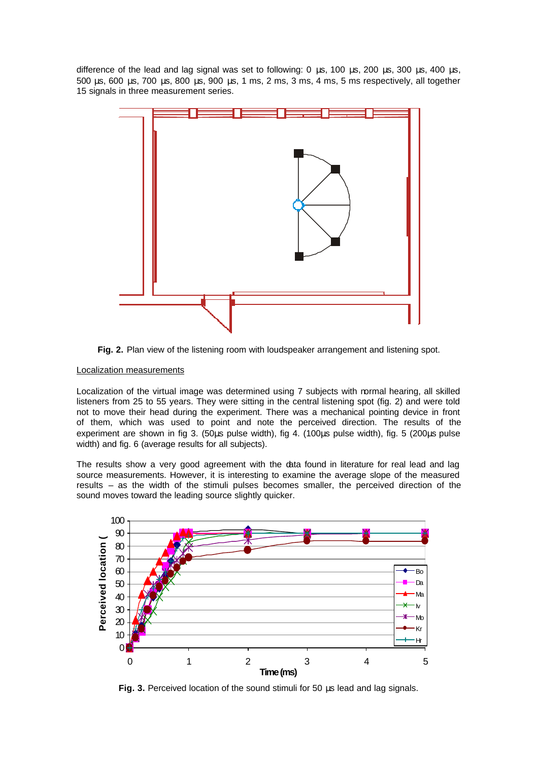difference of the lead and lag signal was set to following: 0 µs, 100 µs, 200 µs, 300 µs, 400 µs, 500 µs, 600 µs, 700 µs, 800 µs, 900 µs, 1 ms, 2 ms, 3 ms, 4 ms, 5 ms respectively, all together 15 signals in three measurement series.

**Fig. 2.** Plan view of the listening room with loudspeaker arrangement and listening spot.

<u>Localization measurements</u>

Localization of the virtual image was determined using 7 subjects with normal hearing, all skilled listeners from 25 to 55 years. They were sitting in the central listening spot (fig. 2) and were told not to move their head during the experiment. There was a mechanical pointing device in front of them, which was used to point and note the perceived direction. The results of the experiment are shown in fig 3. (50µs pulse width), fig 4. (100µs pulse width), fig. 5 (200µs pulse width) and fig. 6 (average results for all subjects).

The results show a very good agreement with the data found in literature for real lead and lag source measurements. However, it is interesting to examine the average slope of the measured results – as the width of the stimuli pulses becomes smaller, the perceived direction of the sound moves toward the leading source slightly quicker.

**Fig. 3.** Perceived location of the sound stimuli for 50 µs lead and lag signals.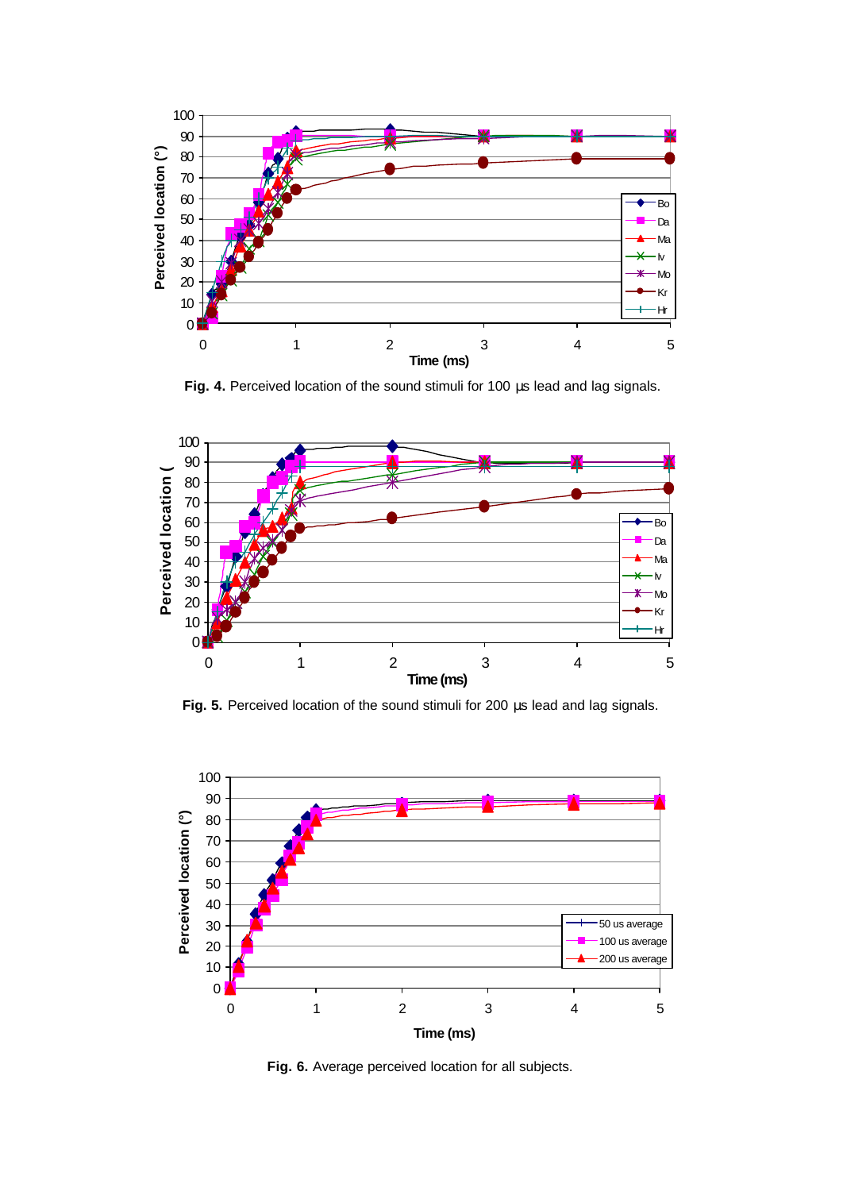**Fig. 4.** Perceived location of the sound stimuli for 100 µs lead and lag signals.

**Fig. 5.** Perceived location of the sound stimuli for 200 µs lead and lag signals.

**Fig. 6.** Average perceived location for all subjects.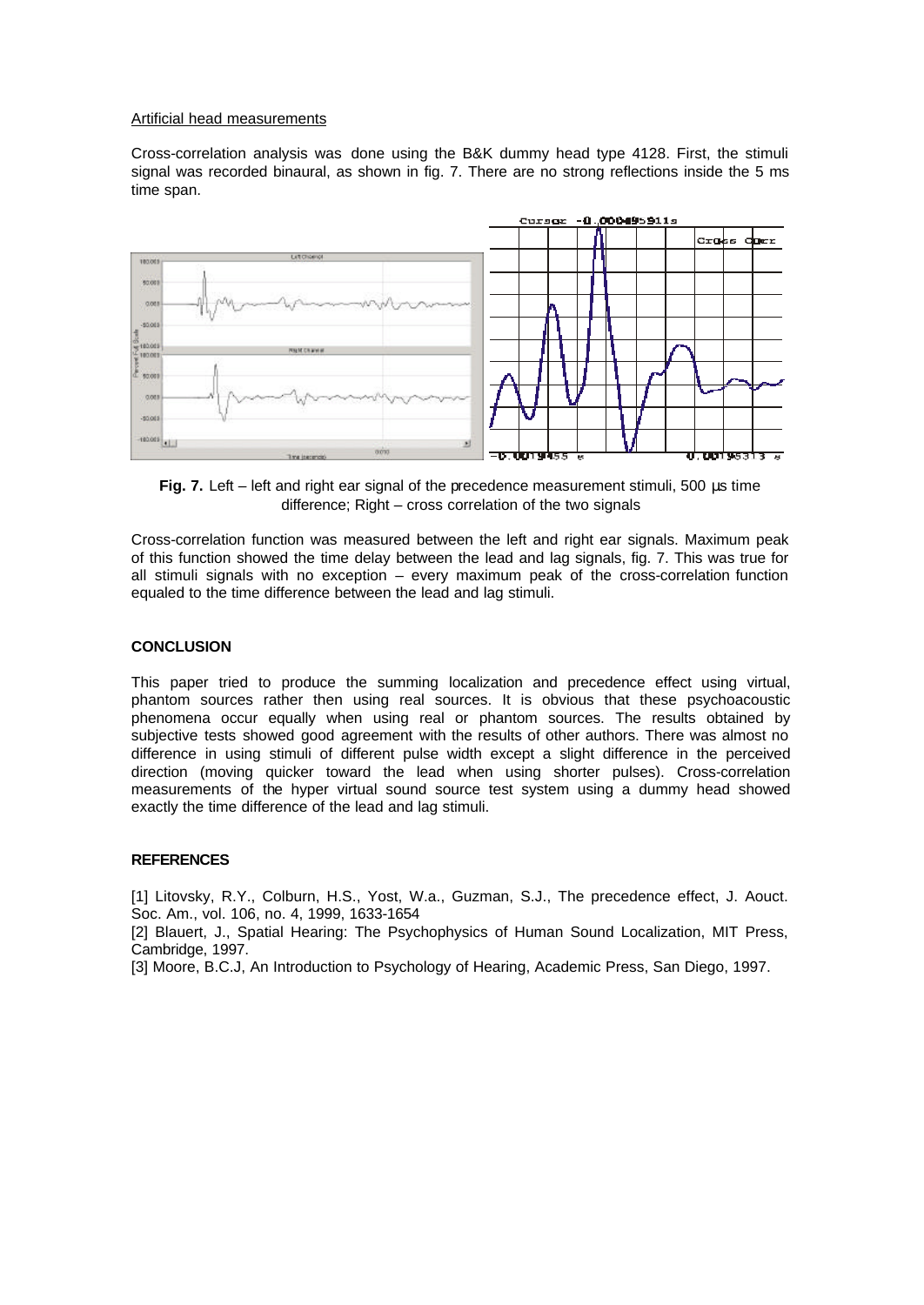Artificial head measurements

Cross-correlation analysis was done using the B&K dummy head type 4128. First, the stimuli signal was recorded binaural, as shown in fig. 7. There are no strong reflections inside the 5 ms time span.

Left Channel

Right Channel

Time (seconds)

Cursor -0.000495911s

Cross Corr

-0.0019455 s

0.0019531 3 s

**Fig. 7.** Left – left and right ear signal of the precedence measurement stimuli, 500 μs time difference; Right – cross correlation of the two signals

Cross-correlation function was measured between the left and right ear signals. Maximum peak of this function showed the time delay between the lead and lag signals, fig. 7. This was true for all stimuli signals with no exception – every maximum peak of the cross-correlation function equaled to the time difference between the lead and lag stimuli.

## CONCLUSION

This paper tried to produce the summing localization and precedence effect using virtual, phantom sources rather then using real sources. It is obvious that these psychoacoustic phenomena occur equally when using real or phantom sources. The results obtained by subjective tests showed good agreement with the results of other authors. There was almost no difference in using stimuli of different pulse width except a slight difference in the perceived direction (moving quicker toward the lead when using shorter pulses). Cross-correlation measurements of the hyper virtual sound source test system using a dummy head showed exactly the time difference of the lead and lag stimuli.

## REFERENCES

[1] Litovsky, R.Y., Colburn, H.S., Yost, W.a., Guzman, S.J., The precedence effect, J. Aouct. Soc. Am., vol. 106, no. 4, 1999, 1633-1654

[2] Blauert, J., Spatial Hearing: The Psychophysics of Human Sound Localization, MIT Press, Cambridge, 1997.

[3] Moore, B.C.J, An Introduction to Psychology of Hearing, Academic Press, San Diego, 1997.